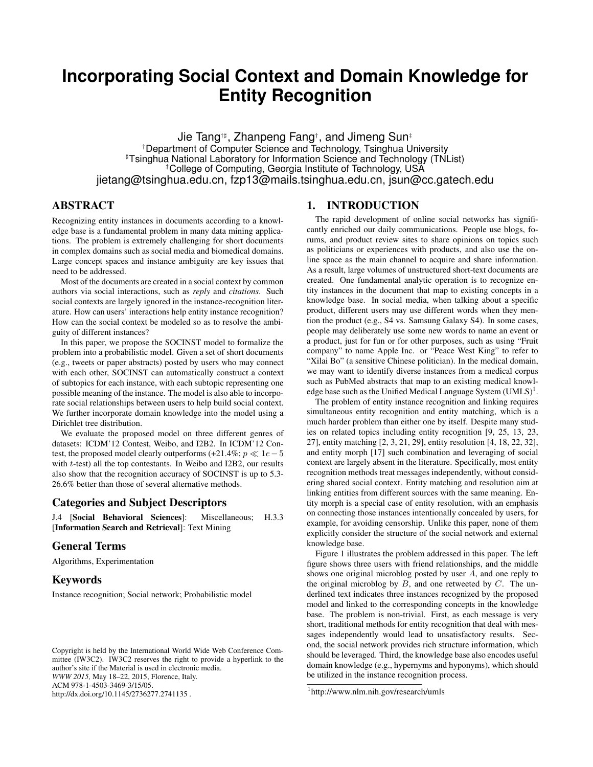# Incorporating Social Context and Domain Knowledge for Entity Recognition

Jie Tang[†♯], Zhanpeng Fang[†], and Jimeng Sun[‡]

[†]Department of Computer Science and Technology, Tsinghua University
[♯]Tsinghua National Laboratory for Information Science and Technology (TNList)
[‡]College of Computing, Georgia Institute of Technology, USA
jietang@tsinghua.edu.cn, fzp13@mails.tsinghua.edu.cn, jsun@cc.gatech.edu

## ABSTRACT

Recognizing entity instances in documents according to a knowledge base is a fundamental problem in many data mining applications. The problem is extremely challenging for short documents in complex domains such as social media and biomedical domains. Large concept spaces and instance ambiguity are key issues that need to be addressed.

Most of the documents are created in a social context by common authors via social interactions, such as *reply* and *citations*. Such social contexts are largely ignored in the instance-recognition literature. How can users' interactions help entity instance recognition? How can the social context be modeled so as to resolve the ambiguity of different instances?

In this paper, we propose the SOCINST model to formalize the problem into a probabilistic model. Given a set of short documents (e.g., tweets or paper abstracts) posted by users who may connect with each other, SOCINST can automatically construct a context of subtopics for each instance, with each subtopic representing one possible meaning of the instance. The model is also able to incorporate social relationships between users to help build social context. We further incorporate domain knowledge into the model using a Dirichlet tree distribution.

We evaluate the proposed model on three different genres of datasets: ICDM'12 Contest, Weibo, and I2B2. In ICDM'12 Contest, the proposed model clearly outperforms (+21.4%; $p \ll 1e-5$ with $t$-test) all the top contestants. In Weibo and I2B2, our results also show that the recognition accuracy of SOCINST is up to 5.3-26.6% better than those of several alternative methods.

## Categories and Subject Descriptors

J.4 [**Social Behavioral Sciences**]: Miscellaneous; H.3.3 [**Information Search and Retrieval**]: Text Mining

## General Terms

Algorithms, Experimentation

## Keywords

Instance recognition; Social network; Probabilistic model

Copyright is held by the International World Wide Web Conference Committee (IW3C2). IW3C2 reserves the right to provide a hyperlink to the author's site if the Material is used in electronic media.
*WWW 2015,* May 18–22, 2015, Florence, Italy.
ACM 978-1-4503-3469-3/15/05.
http://dx.doi.org/10.1145/2736277.2741135 .

## 1. INTRODUCTION

The rapid development of online social networks has significantly enriched our daily communications. People use blogs, forums, and product review sites to share opinions on topics such as politicians or experiences with products, and also use the online space as the main channel to acquire and share information. As a result, large volumes of unstructured short-text documents are created. One fundamental analytic operation is to recognize entity instances in the document that map to existing concepts in a knowledge base. In social media, when talking about a specific product, different users may use different words when they mention the product (e.g., S4 vs. Samsung Galaxy S4). In some cases, people may deliberately use some new words to name an event or a product, just for fun or for other purposes, such as using "Fruit company" to name Apple Inc. or "Peace West King" to refer to "Xilai Bo" (a sensitive Chinese politician). In the medical domain, we may want to identify diverse instances from a medical corpus such as PubMed abstracts that map to an existing medical knowledge base such as the Unified Medical Language System (UMLS)[1].

The problem of entity instance recognition and linking requires simultaneous entity recognition and entity matching, which is a much harder problem than either one by itself. Despite many studies on related topics including entity recognition [9, 25, 13, 23, 27], entity matching [2, 3, 21, 29], entity resolution [4, 18, 22, 32], and entity morph [17] such combination and leveraging of social context are largely absent in the literature. Specifically, most entity recognition methods treat messages independently, without considering shared social context. Entity matching and resolution aim at linking entities from different sources with the same meaning. Entity morph is a special case of entity resolution, with an emphasis on connecting those instances intentionally concealed by users, for example, for avoiding censorship. Unlike this paper, none of them explicitly consider the structure of the social network and external knowledge base.

Figure 1 illustrates the problem addressed in this paper. The left figure shows three users with friend relationships, and the middle shows one original microblog posted by user $A$, and one reply to the original microblog by $B$, and one retweeted by $C$. The underlined text indicates three instances recognized by the proposed model and linked to the corresponding concepts in the knowledge base. The problem is non-trivial. First, as each message is very short, traditional methods for entity recognition that deal with messages independently would lead to unsatisfactory results. Second, the social network provides rich structure information, which should be leveraged. Third, the knowledge base also encodes useful domain knowledge (e.g., hypernyms and hyponyms), which should be utilized in the instance recognition process.

[1]http://www.nlm.nih.gov/research/umls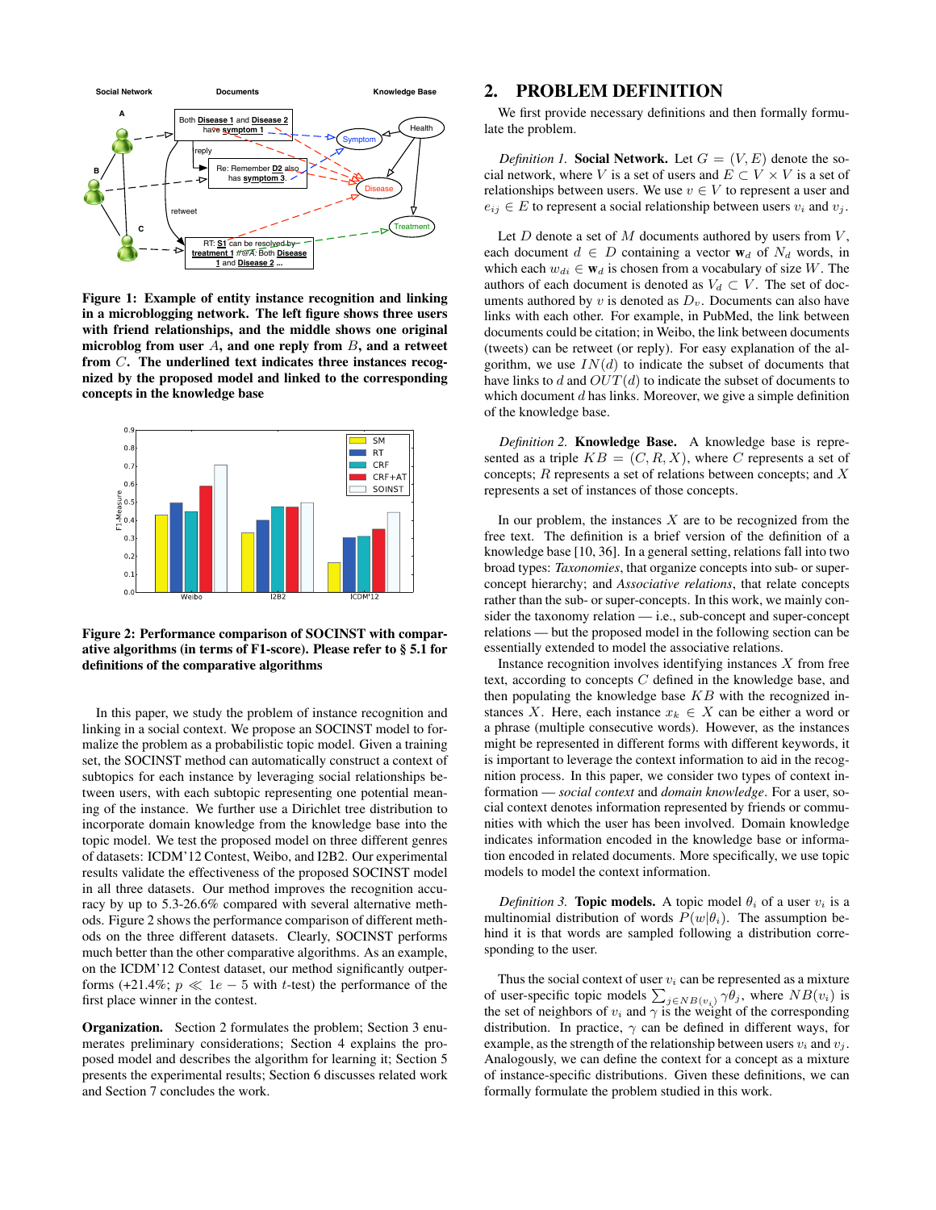Figure 1: Example of entity instance recognition and linking in a microblogging network. The left figure shows three users with friend relationships, and the middle shows one original microblog from user $A$, and one reply from $B$, and a retweet from $C$. The underlined text indicates three instances recognized by the proposed model and linked to the corresponding concepts in the knowledge base

Figure 2: Performance comparison of SOCINST with comparative algorithms (in terms of F1-score). Please refer to § 5.1 for definitions of the comparative algorithms

In this paper, we study the problem of instance recognition and linking in a social context. We propose an SOCINST model to formalize the problem as a probabilistic topic model. Given a training set, the SOCINST method can automatically construct a context of subtopics for each instance by leveraging social relationships between users, with each subtopic representing one potential meaning of the instance. We further use a Dirichlet tree distribution to incorporate domain knowledge from the knowledge base into the topic model. We test the proposed model on three different genres of datasets: ICDM'12 Contest, Weibo, and I2B2. Our experimental results validate the effectiveness of the proposed SOCINST model in all three datasets. Our method improves the recognition accuracy by up to 5.3-26.6% compared with several alternative methods. Figure 2 shows the performance comparison of different methods on the three different datasets. Clearly, SOCINST performs much better than the other comparative algorithms. As an example, on the ICDM'12 Contest dataset, our method significantly outperforms (+21.4%; $p \ll 1e-5$ with $t$-test) the performance of the first place winner in the contest.

**Organization.** Section 2 formulates the problem; Section 3 enumerates preliminary considerations; Section 4 explains the proposed model and describes the algorithm for learning it; Section 5 presents the experimental results; Section 6 discusses related work and Section 7 concludes the work.

## 2. PROBLEM DEFINITION

We first provide necessary definitions and then formally formulate the problem.

*Definition 1.* **Social Network.** Let $G = (V, E)$ denote the social network, where $V$ is a set of users and $E \subset V \times V$ is a set of relationships between users. We use $v \in V$ to represent a user and $e_{ij} \in E$ to represent a social relationship between users $v_i$ and $v_j$.

Let $D$ denote a set of $M$ documents authored by users from $V$, each document $d \in D$ containing a vector $\mathbf{w}_d$ of $N_d$ words, in which each $w_{di} \in \mathbf{w}_d$ is chosen from a vocabulary of size $W$. The authors of each document is denoted as $V_d \subset V$. The set of documents authored by $v$ is denoted as $D_v$. Documents can also have links with each other. For example, in PubMed, the link between documents could be citation; in Weibo, the link between documents (tweets) can be retweet (or reply). For easy explanation of the algorithm, we use $IN(d)$ to indicate the subset of documents that have links to $d$ and $OUT(d)$ to indicate the subset of documents to which document $d$ has links. Moreover, we give a simple definition of the knowledge base.

*Definition 2.* **Knowledge Base.** A knowledge base is represented as a triple $KB = (C, R, X)$, where $C$ represents a set of concepts; $R$ represents a set of relations between concepts; and $X$ represents a set of instances of those concepts.

In our problem, the instances $X$ are to be recognized from the free text. The definition is a brief version of the definition of a knowledge base [10, 36]. In a general setting, relations fall into two broad types: *Taxonomies*, that organize concepts into sub- or super-concept hierarchy; and *Associative relations*, that relate concepts rather than the sub- or super-concepts. In this work, we mainly consider the taxonomy relation — i.e., sub-concept and super-concept relations — but the proposed model in the following section can be essentially extended to model the associative relations.

Instance recognition involves identifying instances $X$ from free text, according to concepts $C$ defined in the knowledge base, and then populating the knowledge base $KB$ with the recognized instances $X$. Here, each instance $x_k \in X$ can be either a word or a phrase (multiple consecutive words). However, as the instances might be represented in different forms with different keywords, it is important to leverage the context information to aid in the recognition process. In this paper, we consider two types of context information — *social context* and *domain knowledge*. For a user, social context denotes information represented by friends or communities with which the user has been involved. Domain knowledge indicates information encoded in the knowledge base or information encoded in related documents. More specifically, we use topic models to model the context information.

*Definition 3.* **Topic models.** A topic model $\theta_i$ of a user $v_i$ is a multinomial distribution of words $P(w|\theta_i)$. The assumption behind it is that words are sampled following a distribution corresponding to the user.

Thus the social context of user $v_i$ can be represented as a mixture of user-specific topic models $\sum_{j \in NB(v_i)} \gamma \theta_j$, where $NB(v_i)$ is the set of neighbors of $v_i$ and $\gamma$ is the weight of the corresponding distribution. In practice, $\gamma$ can be defined in different ways, for example, as the strength of the relationship between users $v_i$ and $v_j$. Analogously, we can define the context for a concept as a mixture of instance-specific distributions. Given these definitions, we can formally formulate the problem studied in this work.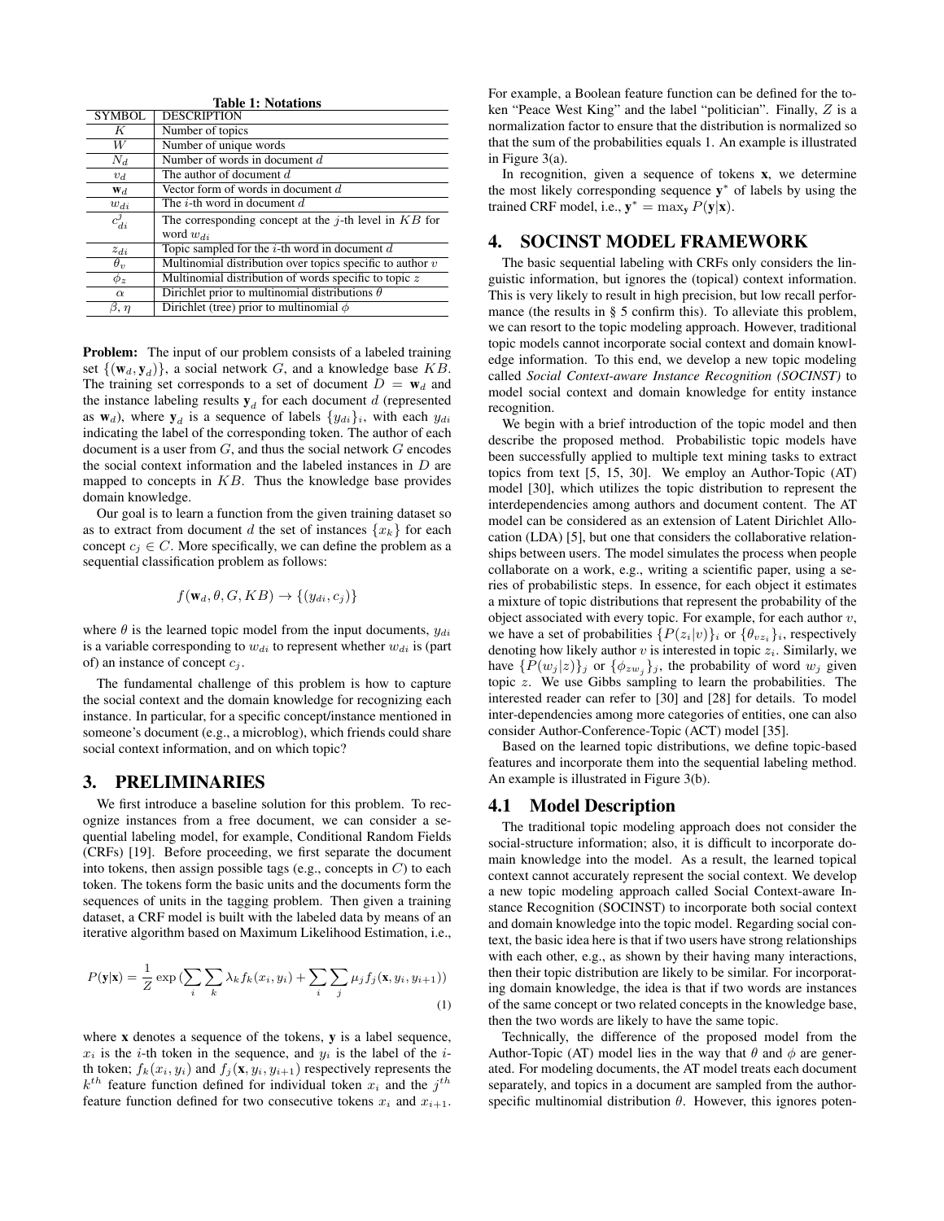**Table 1: Notations**

| SYMBOL | DESCRIPTION |
|---|---|
| $K$ | Number of topics |
| $W$ | Number of unique words |
| $N_d$ | Number of words in document $d$ |
| $v_d$ | The author of document $d$ |
| $\mathbf{w}_d$ | Vector form of words in document $d$ |
| $w_{di}$ | The $i$-th word in document $d$ |
| $c^j_{di}$ | The corresponding concept at the $j$-th level in $KB$ for word $w_{di}$ |
| $z_{di}$ | Topic sampled for the $i$-th word in document $d$ |
| $\theta_v$ | Multinomial distribution over topics specific to author $v$ |
| $\phi_z$ | Multinomial distribution of words specific to topic $z$ |
| $\alpha$ | Dirichlet prior to multinomial distributions $\theta$ |
| $\beta, \eta$ | Dirichlet (tree) prior to multinomial $\phi$ |

**Problem:** The input of our problem consists of a labeled training set $\{(\mathbf{w}_d, \mathbf{y}_d)\}$, a social network $G$, and a knowledge base $KB$. The training set corresponds to a set of document $D = \mathbf{w}_d$ and the instance labeling results $\mathbf{y}_d$ for each document $d$ (represented as $\mathbf{w}_d$), where $\mathbf{y}_d$ is a sequence of labels $\{y_{di}\}_i$, with each $y_{di}$ indicating the label of the corresponding token. The author of each document is a user from $G$, and thus the social network $G$ encodes the social context information and the labeled instances in $D$ are mapped to concepts in $KB$. Thus the knowledge base provides domain knowledge.

Our goal is to learn a function from the given training dataset so as to extract from document $d$ the set of instances $\{x_k\}$ for each concept $c_j \in C$. More specifically, we can define the problem as a sequential classification problem as follows:

$$f(\mathbf{w}_d, \theta, G, KB) \rightarrow \{(y_{di}, c_j)\}$$

where $\theta$ is the learned topic model from the input documents, $y_{di}$ is a variable corresponding to $w_{di}$ to represent whether $w_{di}$ is (part of) an instance of concept $c_j$.

The fundamental challenge of this problem is how to capture the social context and the domain knowledge for recognizing each instance. In particular, for a specific concept/instance mentioned in someone's document (e.g., a microblog), which friends could share social context information, and on which topic?

## 3. PRELIMINARIES

We first introduce a baseline solution for this problem. To recognize instances from a free document, we can consider a sequential labeling model, for example, Conditional Random Fields (CRFs) [19]. Before proceeding, we first separate the document into tokens, then assign possible tags (e.g., concepts in $C$) to each token. The tokens form the basic units and the documents form the sequences of units in the tagging problem. Then given a training dataset, a CRF model is built with the labeled data by means of an iterative algorithm based on Maximum Likelihood Estimation, i.e.,

$$P(\mathbf{y}|\mathbf{x}) = \frac{1}{Z} \exp \left(\sum_i \sum_k \lambda_k f_k(x_i, y_i) + \sum_i \sum_j \mu_j f_j(\mathbf{x}, y_i, y_{i+1})\right) \tag{1}$$

where $\mathbf{x}$ denotes a sequence of the tokens, $\mathbf{y}$ is a label sequence, $x_i$ is the $i$-th token in the sequence, and $y_i$ is the label of the $i$-th token; $f_k(x_i, y_i)$ and $f_j(\mathbf{x}, y_i, y_{i+1})$ respectively represents the $k^{th}$ feature function defined for individual token $x_i$ and the $j^{th}$ feature function defined for two consecutive tokens $x_i$ and $x_{i+1}$. For example, a Boolean feature function can be defined for the token "Peace West King" and the label "politician". Finally, $Z$ is a normalization factor to ensure that the distribution is normalized so that the sum of the probabilities equals 1. An example is illustrated in Figure 3(a).

In recognition, given a sequence of tokens $\mathbf{x}$, we determine the most likely corresponding sequence $\mathbf{y}^*$ of labels by using the trained CRF model, i.e., $\mathbf{y}^* = \max_{\mathbf{y}} P(\mathbf{y}|\mathbf{x})$.

## 4. SOCINST MODEL FRAMEWORK

The basic sequential labeling with CRFs only considers the linguistic information, but ignores the (topical) context information. This is very likely to result in high precision, but low recall performance (the results in § 5 confirm this). To alleviate this problem, we can resort to the topic modeling approach. However, traditional topic models cannot incorporate social context and domain knowledge information. To this end, we develop a new topic modeling called *Social Context-aware Instance Recognition (SOCINST)* to model social context and domain knowledge for entity instance recognition.

We begin with a brief introduction of the topic model and then describe the proposed method. Probabilistic topic models have been successfully applied to multiple text mining tasks to extract topics from text [5, 15, 30]. We employ an Author-Topic (AT) model [30], which utilizes the topic distribution to represent the interdependencies among authors and document content. The AT model can be considered as an extension of Latent Dirichlet Allocation (LDA) [5], but one that considers the collaborative relationships between users. The model simulates the process when people collaborate on a work, e.g., writing a scientific paper, using a series of probabilistic steps. In essence, for each object it estimates a mixture of topic distributions that represent the probability of the object associated with every topic. For example, for each author $v$, we have a set of probabilities $\{P(z_i|v)\}_i$ or $\{\theta_{vz_i}\}_i$, respectively denoting how likely author $v$ is interested in topic $z_i$. Similarly, we have $\{P(w_j|z)\}_j$ or $\{\phi_{zw_j}\}_j$, the probability of word $w_j$ given topic $z$. We use Gibbs sampling to learn the probabilities. The interested reader can refer to [30] and [28] for details. To model inter-dependencies among more categories of entities, one can also consider Author-Conference-Topic (ACT) model [35].

Based on the learned topic distributions, we define topic-based features and incorporate them into the sequential labeling method. An example is illustrated in Figure 3(b).

### 4.1 Model Description

The traditional topic modeling approach does not consider the social-structure information; also, it is difficult to incorporate domain knowledge into the model. As a result, the learned topical context cannot accurately represent the social context. We develop a new topic modeling approach called Social Context-aware Instance Recognition (SOCINST) to incorporate both social context and domain knowledge into the topic model. Regarding social context, the basic idea here is that if two users have strong relationships with each other, e.g., as shown by their having many interactions, then their topic distribution are likely to be similar. For incorporating domain knowledge, the idea is that if two words are instances of the same concept or two related concepts in the knowledge base, then the two words are likely to have the same topic.

Technically, the difference of the proposed model from the Author-Topic (AT) model lies in the way that $\theta$ and $\phi$ are generated. For modeling documents, the AT model treats each document separately, and topics in a document are sampled from the author-specific multinomial distribution $\theta$. However, this ignores poten-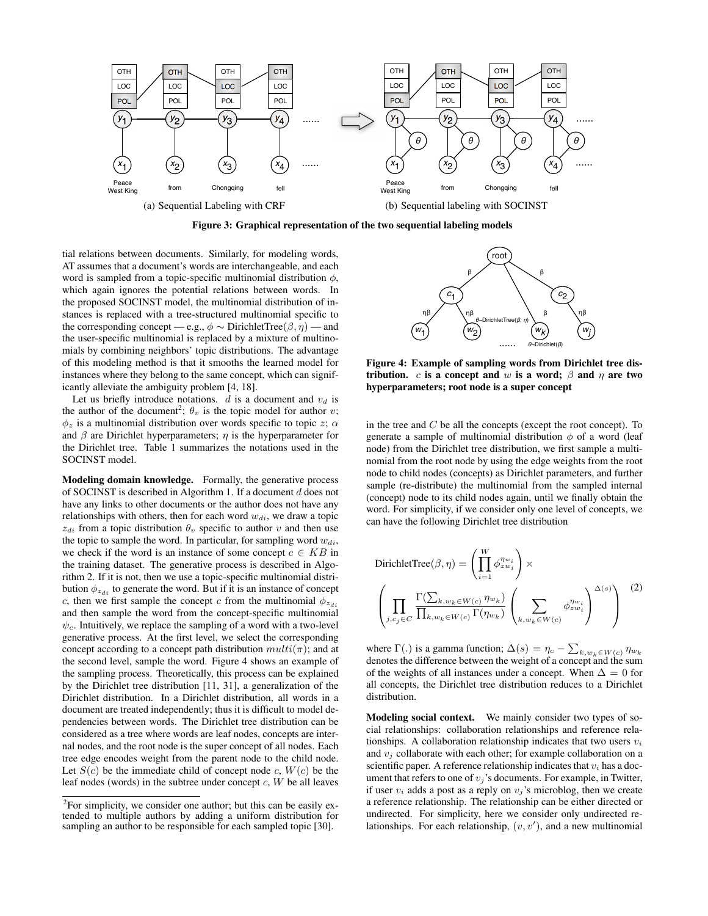Figure 3: Graphical representation of the two sequential labeling models

(a) Sequential Labeling with CRF

(b) Sequential labeling with SOCINST

tial relations between documents. Similarly, for modeling words, AT assumes that a document's words are interchangeable, and each word is sampled from a topic-specific multinomial distribution $\phi$, which again ignores the potential relations between words. In the proposed SOCINST model, the multinomial distribution of instances is replaced with a tree-structured multinomial specific to the corresponding concept — e.g., $\phi \sim$ DirichletTree$(\beta, \eta)$ — and the user-specific multinomial is replaced by a mixture of multinomials by combining neighbors' topic distributions. The advantage of this modeling method is that it smooths the learned model for instances where they belong to the same concept, which can significantly alleviate the ambiguity problem [4, 18].

Let us briefly introduce notations. $d$ is a document and $v_d$ is the author of the document[2]; $\theta_v$ is the topic model for author $v$; $\phi_z$ is a multinomial distribution over words specific to topic $z$; $\alpha$ and $\beta$ are Dirichlet hyperparameters; $\eta$ is the hyperparameter for the Dirichlet tree. Table 1 summarizes the notations used in the SOCINST model.

**Modeling domain knowledge.** Formally, the generative process of SOCINST is described in Algorithm 1. If a document $d$ does not have any links to other documents or the author does not have any relationships with others, then for each word $w_{di}$, we draw a topic $z_{di}$ from a topic distribution $\theta_v$ specific to author $v$ and then use the topic to sample the word. In particular, for sampling word $w_{di}$, we check if the word is an instance of some concept $c \in KB$ in the training dataset. The generative process is described in Algorithm 2. If it is not, then we use a topic-specific multinomial distribution $\phi_{z_{di}}$ to generate the word. But if it is an instance of concept $c$, then we first sample the concept $c$ from the multinomial $\phi_{z_{di}}$ and then sample the word from the concept-specific multinomial $\psi_c$. Intuitively, we replace the sampling of a word with a two-level generative process. At the first level, we select the corresponding concept according to a concept path distribution $multi(\pi)$; and at the second level, sample the word. Figure 4 shows an example of the sampling process. Theoretically, this process can be explained by the Dirichlet tree distribution [11, 31], a generalization of the Dirichlet distribution. In a Dirichlet distribution, all words in a document are treated independently; thus it is difficult to model dependencies between words. The Dirichlet tree distribution can be considered as a tree where words are leaf nodes, concepts are internal nodes, and the root node is the super concept of all nodes. Each tree edge encodes weight from the parent node to the child node. Let $S(c)$ be the immediate child of concept node $c$, $W(c)$ be the leaf nodes (words) in the subtree under concept $c$, $W$ be all leaves in the tree and $C$ be all the concepts (except the root concept). To generate a sample of multinomial distribution $\phi$ of a word (leaf node) from the Dirichlet tree distribution, we first sample a multinomial from the root node by using the edge weights from the root node to child nodes (concepts) as Dirichlet parameters, and further sample (re-distribute) the multinomial from the sampled internal (concept) node to its child nodes again, until we finally obtain the word. For simplicity, if we consider only one level of concepts, we can have the following Dirichlet tree distribution

[2]For simplicity, we consider one author; but this can be easily extended to multiple authors by adding a uniform distribution for sampling an author to be responsible for each sampled topic [30].

Figure 4: Example of sampling words from Dirichlet tree distribution. $c$ is a concept and $w$ is a word; $\beta$ and $\eta$ are two hyperparameters; root node is a super concept

$$\text{DirichletTree}(\beta, \eta) = \left(\prod_{i=1}^{W} \phi_{zw_i}^{\eta w_i}\right) \times \left(\prod_{j, c_j \in C} \frac{\Gamma(\sum_{k, w_k \in W(c)} \eta_{w_k})}{\prod_{k, w_k \in W(c)} \Gamma(\eta_{w_k})} \left(\sum_{k, w_k \in W(c)} \phi_{zw_i}^{\eta w_i}\right)^{\Delta(s)}\right) \quad (2)$$

where $\Gamma(.)$ is a gamma function; $\Delta(s) = \eta_c - \sum_{k, w_k \in W(c)} \eta_{w_k}$ denotes the difference between the weight of a concept and the sum of the weights of all instances under a concept. When $\Delta = 0$ for all concepts, the Dirichlet tree distribution reduces to a Dirichlet distribution.

**Modeling social context.** We mainly consider two types of social relationships: collaboration relationships and reference relationships. A collaboration relationship indicates that two users $v_i$ and $v_j$ collaborate with each other; for example collaboration on a scientific paper. A reference relationship indicates that $v_i$ has a document that refers to one of $v_j$'s documents. For example, in Twitter, if user $v_i$ adds a post as a reply on $v_j$'s microblog, then we create a reference relationship. The relationship can be either directed or undirected. For simplicity, here we consider only undirected relationships. For each relationship, $(v, v')$, and a new multinomial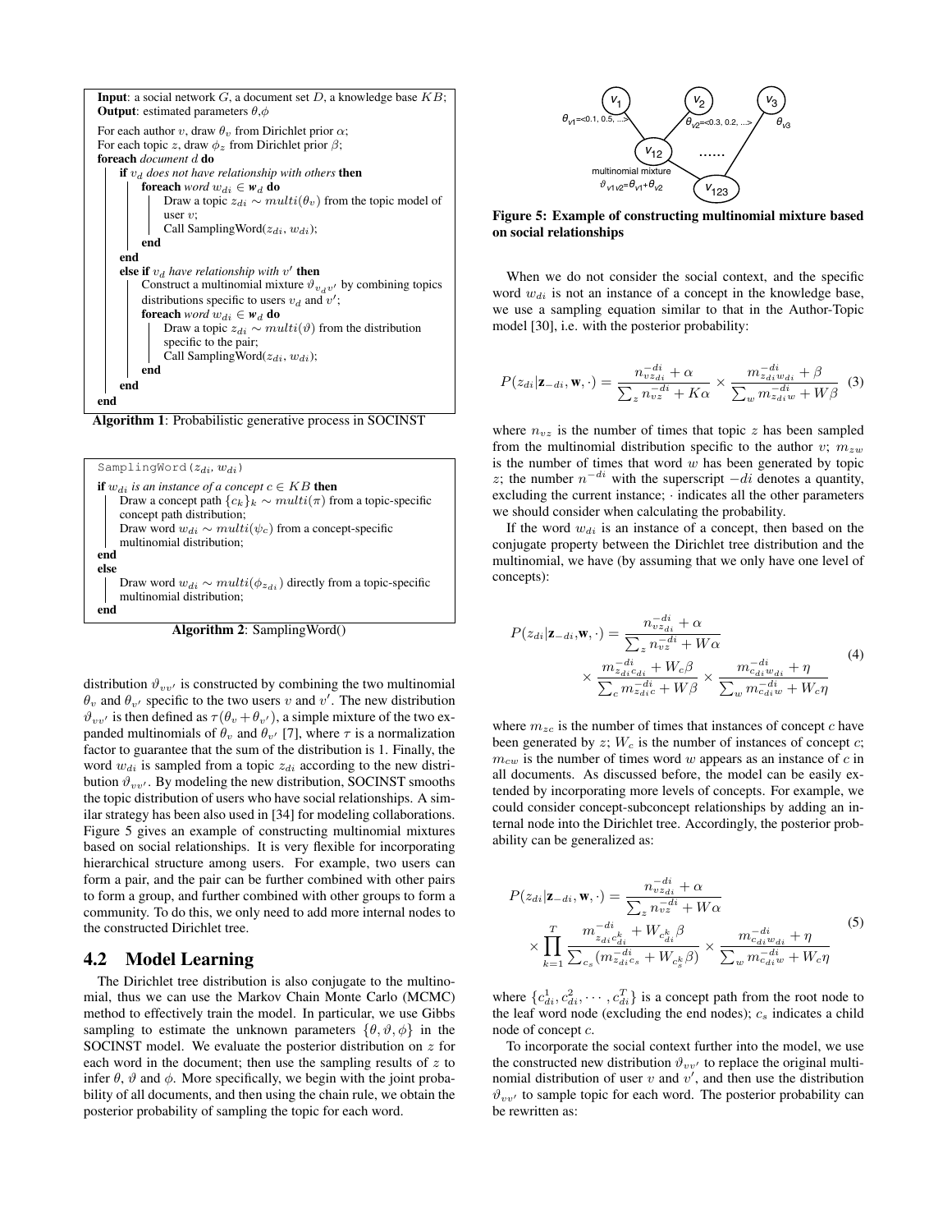**Input**: a social network $G$, a document set $D$, a knowledge base $KB$;
**Output**: estimated parameters $\theta$,$\phi$

```
For each author v, draw θ_v from Dirichlet prior α;
For each topic z, draw φ_z from Dirichlet prior β;
foreach document d do
    if v_d does not have relationship with others then
        foreach word w_di ∈ w_d do
            Draw a topic z_di ~ multi(θ_v) from the topic model of user v;
            Call SamplingWord(z_di, w_di);
        end
    end
    else if v_d have relationship with v' then
        Construct a multinomial mixture ϑ_{v_d v'} by combining topics distributions specific to users v_d and v';
        foreach word w_di ∈ w_d do
            Draw a topic z_di ~ multi(ϑ) from the distribution specific to the pair;
            Call SamplingWord(z_di, w_di);
        end
    end
end
```

**Algorithm 1**: Probabilistic generative process in SOCINST

```
SamplingWord(z_di, w_di)
if w_di is an instance of a concept c ∈ KB then
    Draw a concept path {c_k}_k ~ multi(π) from a topic-specific concept path distribution;
    Draw word w_di ~ multi(ψ_c) from a concept-specific multinomial distribution;
end
else
    Draw word w_di ~ multi(φ_{z_di}) directly from a topic-specific multinomial distribution;
end
```

**Algorithm 2**: SamplingWord()

distribution $\vartheta_{vv'}$ is constructed by combining the two multinomial $\theta_v$ and $\theta_{v'}$ specific to the two users $v$ and $v'$. The new distribution $\vartheta_{vv'}$ is then defined as $\tau(\theta_v + \theta_{v'})$, a simple mixture of the two expanded multinomials of $\theta_v$ and $\theta_{v'}$ [7], where $\tau$ is a normalization factor to guarantee that the sum of the distribution is 1. Finally, the word $w_{di}$ is sampled from a topic $z_{di}$ according to the new distribution $\vartheta_{vv'}$. By modeling the new distribution, SOCINST smooths the topic distribution of users who have social relationships. A similar strategy has been also used in [34] for modeling collaborations. Figure 5 gives an example of constructing multinomial mixtures based on social relationships. It is very flexible for incorporating hierarchical structure among users. For example, two users can form a pair, and the pair can be further combined with other pairs to form a group, and further combined with other groups to form a community. To do this, we only need to add more internal nodes to the constructed Dirichlet tree.

## 4.2 Model Learning

The Dirichlet tree distribution is also conjugate to the multinomial, thus we can use the Markov Chain Monte Carlo (MCMC) method to effectively train the model. In particular, we use Gibbs sampling to estimate the unknown parameters $\{\theta, \vartheta, \phi\}$ in the SOCINST model. We evaluate the posterior distribution on $z$ for each word in the document; then use the sampling results of $z$ to infer $\theta$, $\vartheta$ and $\phi$. More specifically, we begin with the joint probability of all documents, and then using the chain rule, we obtain the posterior probability of sampling the topic for each word.

**Figure 5: Example of constructing multinomial mixture based on social relationships**

When we do not consider the social context, and the specific word $w_{di}$ is not an instance of a concept in the knowledge base, we use a sampling equation similar to that in the Author-Topic model [30], i.e. with the posterior probability:

$$P(z_{di}|\mathbf{z}_{-di}, \mathbf{w}, \cdot) = \frac{n_{vz_{di}}^{-di} + \alpha}{\sum_z n_{vz}^{-di} + K\alpha} \times \frac{m_{z_{di}w_{di}}^{-di} + \beta}{\sum_w m_{z_{di}w}^{-di} + W\beta} \quad (3)$$

where $n_{vz}$ is the number of times that topic $z$ has been sampled from the multinomial distribution specific to the author $v$; $m_{zw}$ is the number of times that word $w$ has been generated by topic $z$; the number $n^{-di}$ with the superscript $-di$ denotes a quantity, excluding the current instance; $\cdot$ indicates all the other parameters we should consider when calculating the probability.

If the word $w_{di}$ is an instance of a concept, then based on the conjugate property between the Dirichlet tree distribution and the multinomial, we have (by assuming that we only have one level of concepts):

$$\begin{aligned} P(z_{di}|\mathbf{z}_{-di}, \mathbf{w}, \cdot) &= \frac{n_{vz_{di}}^{-di} + \alpha}{\sum_z n_{vz}^{-di} + W\alpha} \\ &\times \frac{m_{z_{di}c_{di}}^{-di} + W_c\beta}{\sum_c m_{z_{di}c}^{-di} + W\beta} \times \frac{m_{c_{di}w_{di}}^{-di} + \eta}{\sum_w m_{c_{di}w}^{-di} + W_c\eta} \end{aligned} \quad (4)$$

where $m_{zc}$ is the number of times that instances of concept $c$ have been generated by $z$; $W_c$ is the number of instances of concept $c$; $m_{cw}$ is the number of times word $w$ appears as an instance of $c$ in all documents. As discussed before, the model can be easily extended by incorporating more levels of concepts. For example, we could consider concept-subconcept relationships by adding an internal node into the Dirichlet tree. Accordingly, the posterior probability can be generalized as:

$$\begin{aligned} P(z_{di}|\mathbf{z}_{-di}, \mathbf{w}, \cdot) &= \frac{n_{vz_{di}}^{-di} + \alpha}{\sum_z n_{vz}^{-di} + W\alpha} \\ &\times \prod_{k=1}^{T} \frac{m_{z_{di}c_{di}^k}^{-di} + W_{c_{di}^k}\beta}{\sum_{c_s}(m_{z_{di}c_s}^{-di} + W_{c_s^k}\beta)} \times \frac{m_{c_{di}w_{di}}^{-di} + \eta}{\sum_w m_{c_{di}w}^{-di} + W_c\eta} \end{aligned} \quad (5)$$

where $\{c_{di}^1, c_{di}^2, \cdots, c_{di}^T\}$ is a concept path from the root node to the leaf word node (excluding the end nodes); $c_s$ indicates a child node of concept $c$.

To incorporate the social context further into the model, we use the constructed new distribution $\vartheta_{vv'}$ to replace the original multinomial distribution of user $v$ and $v'$, and then use the distribution $\vartheta_{vv'}$ to sample topic for each word. The posterior probability can be rewritten as: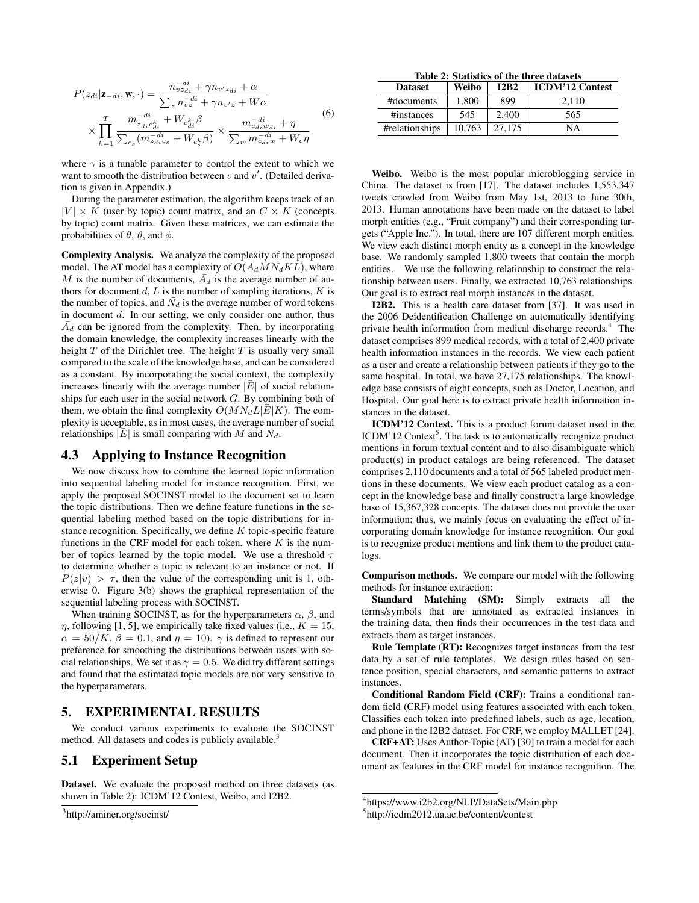$$
P(z_{di}|\mathbf{z}_{-di}, \mathbf{w}, \cdot) = \frac{n_{vz_{di}}^{-di} + \gamma n_{v'z_{di}} + \alpha}{\sum_z n_{vz}^{-di} + \gamma n_{v'z} + W\alpha} \times \prod_{k=1}^{T} \frac{m_{z_{di}c_{di}^k}^{-di} + W_{c_{di}^k}\beta}{\sum_{c_s}(m_{z_{di}c_s}^{-di} + W_{c_s^k}\beta)} \times \frac{m_{c_{di}w_{di}}^{-di} + \eta}{\sum_w m_{c_{di}w}^{-di} + W_c\eta} \quad (6)
$$

where $\gamma$ is a tunable parameter to control the extent to which we want to smooth the distribution between $v$ and $v'$. (Detailed derivation is given in Appendix.)

During the parameter estimation, the algorithm keeps track of an $|V| \times K$ (user by topic) count matrix, and an $C \times K$ (concepts by topic) count matrix. Given these matrices, we can estimate the probabilities of $\theta$, $\vartheta$, and $\phi$.

**Complexity Analysis.** We analyze the complexity of the proposed model. The AT model has a complexity of $O(\bar{A}_d M \bar{N}_d K L)$, where $M$ is the number of documents, $\bar{A}_d$ is the average number of authors for document $d$, $L$ is the number of sampling iterations, $K$ is the number of topics, and $\bar{N}_d$ is the average number of word tokens in document $d$. In our setting, we only consider one author, thus $\bar{A}_d$ can be ignored from the complexity. Then, by incorporating the domain knowledge, the complexity increases linearly with the height $T$ of the Dirichlet tree. The height $T$ is usually very small compared to the scale of the knowledge base, and can be considered as a constant. By incorporating the social context, the complexity increases linearly with the average number $|\bar{E}|$ of social relationships for each user in the social network $G$. By combining both of them, we obtain the final complexity $O(M\bar{N}_d L|\bar{E}|K)$. The complexity is acceptable, as in most cases, the average number of social relationships $|\bar{E}|$ is small comparing with $M$ and $N_d$.

## 4.3 Applying to Instance Recognition

We now discuss how to combine the learned topic information into sequential labeling model for instance recognition. First, we apply the proposed SOCINST model to the document set to learn the topic distributions. Then we define feature functions in the sequential labeling method based on the topic distributions for instance recognition. Specifically, we define $K$ topic-specific feature functions in the CRF model for each token, where $K$ is the number of topics learned by the topic model. We use a threshold $\tau$ to determine whether a topic is relevant to an instance or not. If $P(z|v) > \tau$, then the value of the corresponding unit is 1, otherwise 0. Figure 3(b) shows the graphical representation of the sequential labeling process with SOCINST.

When training SOCINST, as for the hyperparameters $\alpha$, $\beta$, and $\eta$, following [1, 5], we empirically take fixed values (i.e., $K = 15$, $\alpha = 50/K$, $\beta = 0.1$, and $\eta = 10$). $\gamma$ is defined to represent our preference for smoothing the distributions between users with social relationships. We set it as $\gamma = 0.5$. We did try different settings and found that the estimated topic models are not very sensitive to the hyperparameters.

# 5. EXPERIMENTAL RESULTS

We conduct various experiments to evaluate the SOCINST method. All datasets and codes is publicly available.[3]

## 5.1 Experiment Setup

**Dataset.** We evaluate the proposed method on three datasets (as shown in Table 2): ICDM'12 Contest, Weibo, and I2B2.

[3] http://aminer.org/socinst/

**Table 2: Statistics of the three datasets**

| Dataset | Weibo | I2B2 | ICDM'12 Contest |
|---|---|---|---|
| #documents | 1,800 | 899 | 2,110 |
| #instances | 545 | 2,400 | 565 |
| #relationships | 10,763 | 27,175 | NA |

**Weibo.** Weibo is the most popular microblogging service in China. The dataset is from [17]. The dataset includes 1,553,347 tweets crawled from Weibo from May 1st, 2013 to June 30th, 2013. Human annotations have been made on the dataset to label morph entities (e.g., "Fruit company") and their corresponding targets ("Apple Inc."). In total, there are 107 different morph entities. We view each distinct morph entity as a concept in the knowledge base. We randomly sampled 1,800 tweets that contain the morph entities. We use the following relationship to construct the relationship between users. Finally, we extracted 10,763 relationships. Our goal is to extract real morph instances in the dataset.

**I2B2.** This is a health care dataset from [37]. It was used in the 2006 Deidentification Challenge on automatically identifying private health information from medical discharge records.[4] The dataset comprises 899 medical records, with a total of 2,400 private health information instances in the records. We view each patient as a user and create a relationship between patients if they go to the same hospital. In total, we have 27,175 relationships. The knowledge base consists of eight concepts, such as Doctor, Location, and Hospital. Our goal here is to extract private health information instances in the dataset.

**ICDM'12 Contest.** This is a product forum dataset used in the ICDM'12 Contest[5]. The task is to automatically recognize product mentions in forum textual content and to also disambiguate which product(s) in product catalogs are being referenced. The dataset comprises 2,110 documents and a total of 565 labeled product mentions in these documents. We view each product catalog as a concept in the knowledge base and finally construct a large knowledge base of 15,367,328 concepts. The dataset does not provide the user information; thus, we mainly focus on evaluating the effect of incorporating domain knowledge for instance recognition. Our goal is to recognize product mentions and link them to the product catalogs.

**Comparison methods.** We compare our model with the following methods for instance extraction:

**Standard Matching (SM):** Simply extracts all the terms/symbols that are annotated as extracted instances in the training data, then finds their occurrences in the test data and extracts them as target instances.

**Rule Template (RT):** Recognizes target instances from the test data by a set of rule templates. We design rules based on sentence position, special characters, and semantic patterns to extract instances.

**Conditional Random Field (CRF):** Trains a conditional random field (CRF) model using features associated with each token. Classifies each token into predefined labels, such as age, location, and phone in the I2B2 dataset. For CRF, we employ MALLET [24].

**CRF+AT:** Uses Author-Topic (AT) [30] to train a model for each document. Then it incorporates the topic distribution of each document as features in the CRF model for instance recognition. The

[4] https://www.i2b2.org/NLP/DataSets/Main.php

[5] http://icdm2012.ua.ac.be/content/contest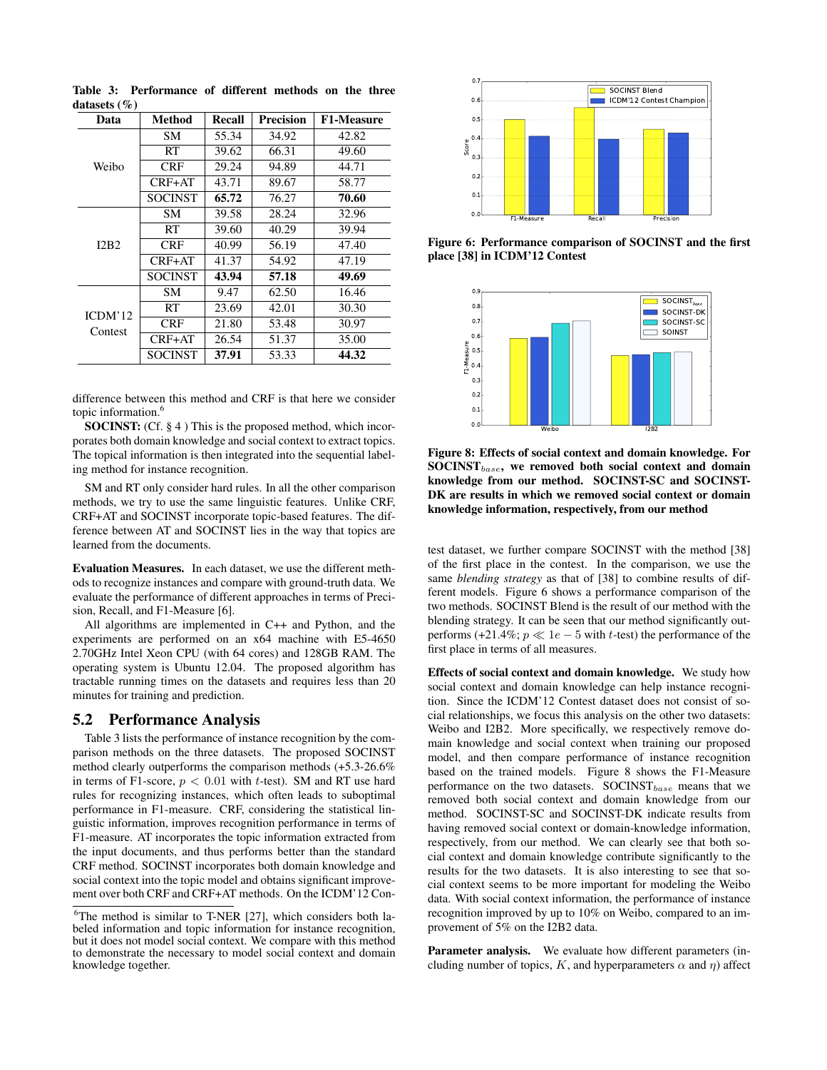**Table 3: Performance of different methods on the three datasets (%)**

| Data | Method | Recall | Precision | F1-Measure |
|---|---|---|---|---|
| Weibo | SM | 55.34 | 34.92 | 42.82 |
| | RT | 39.62 | 66.31 | 49.60 |
| | CRF | 29.24 | 94.89 | 44.71 |
| | CRF+AT | 43.71 | 89.67 | 58.77 |
| | SOCINST | **65.72** | 76.27 | **70.60** |
| I2B2 | SM | 39.58 | 28.24 | 32.96 |
| | RT | 39.60 | 40.29 | 39.94 |
| | CRF | 40.99 | 56.19 | 47.40 |
| | CRF+AT | 41.37 | 54.92 | 47.19 |
| | SOCINST | **43.94** | **57.18** | **49.69** |
| ICDM'12 Contest | SM | 9.47 | 62.50 | 16.46 |
| | RT | 23.69 | 42.01 | 30.30 |
| | CRF | 21.80 | 53.48 | 30.97 |
| | CRF+AT | 26.54 | 51.37 | 35.00 |
| | SOCINST | **37.91** | 53.33 | **44.32** |

difference between this method and CRF is that here we consider topic information.[6]

**SOCINST:** (Cf. § 4 ) This is the proposed method, which incorporates both domain knowledge and social context to extract topics. The topical information is then integrated into the sequential labeling method for instance recognition.

SM and RT only consider hard rules. In all the other comparison methods, we try to use the same linguistic features. Unlike CRF, CRF+AT and SOCINST incorporate topic-based features. The difference between AT and SOCINST lies in the way that topics are learned from the documents.

**Evaluation Measures.** In each dataset, we use the different methods to recognize instances and compare with ground-truth data. We evaluate the performance of different approaches in terms of Precision, Recall, and F1-Measure [6].

All algorithms are implemented in C++ and Python, and the experiments are performed on an x64 machine with E5-4650 2.70GHz Intel Xeon CPU (with 64 cores) and 128GB RAM. The operating system is Ubuntu 12.04. The proposed algorithm has tractable running times on the datasets and requires less than 20 minutes for training and prediction.

## 5.2 Performance Analysis

Table 3 lists the performance of instance recognition by the comparison methods on the three datasets. The proposed SOCINST method clearly outperforms the comparison methods (+5.3-26.6% in terms of F1-score, $p < 0.01$ with $t$-test). SM and RT use hard rules for recognizing instances, which often leads to suboptimal performance in F1-measure. CRF, considering the statistical linguistic information, improves recognition performance in terms of F1-measure. AT incorporates the topic information extracted from the input documents, and thus performs better than the standard CRF method. SOCINST incorporates both domain knowledge and social context into the topic model and obtains significant improvement over both CRF and CRF+AT methods. On the ICDM'12 Contest dataset, we further compare SOCINST with the method [38] of the first place in the contest. In the comparison, we use the same *blending strategy* as that of [38] to combine results of different models. Figure 6 shows a performance comparison of the two methods. SOCINST Blend is the result of our method with the blending strategy. It can be seen that our method significantly outperforms (+21.4%; $p \ll 1e-5$ with $t$-test) the performance of the first place in terms of all measures.

**Figure 6: Performance comparison of SOCINST and the first place [38] in ICDM'12 Contest**

**Figure 8: Effects of social context and domain knowledge. For SOCINST$_{base}$, we removed both social context and domain knowledge from our method. SOCINST-SC and SOCINST-DK are results in which we removed social context or domain knowledge information, respectively, from our method**

**Effects of social context and domain knowledge.** We study how social context and domain knowledge can help instance recognition. Since the ICDM'12 Contest dataset does not consist of social relationships, we focus this analysis on the other two datasets: Weibo and I2B2. More specifically, we respectively remove domain knowledge and social context when training our proposed model, and then compare performance of instance recognition based on the trained models. Figure 8 shows the F1-Measure performance on the two datasets. SOCINST$_{base}$ means that we removed both social context and domain knowledge from our method. SOCINST-SC and SOCINST-DK indicate results from having removed social context or domain-knowledge information, respectively, from our method. We can clearly see that both social context and domain knowledge contribute significantly to the results for the two datasets. It is also interesting to see that social context seems to be more important for modeling the Weibo data. With social context information, the performance of instance recognition improved by up to 10% on Weibo, compared to an improvement of 5% on the I2B2 data.

**Parameter analysis.** We evaluate how different parameters (including number of topics, $K$, and hyperparameters $\alpha$ and $\eta$) affect

[6] The method is similar to T-NER [27], which considers both labeled information and topic information for instance recognition, but it does not model social context. We compare with this method to demonstrate the necessary to model social context and domain knowledge together.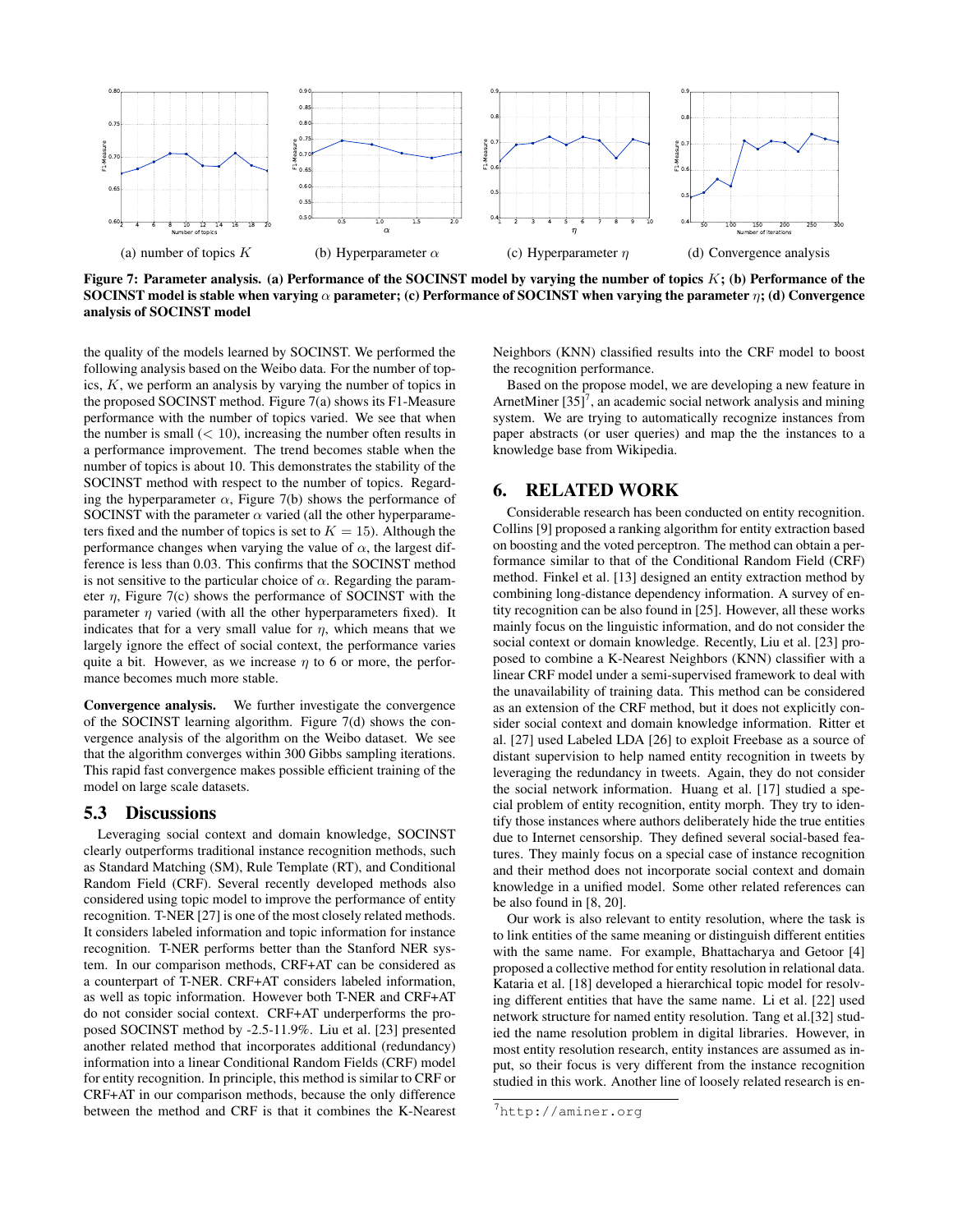(a) number of topics $K$ (b) Hyperparameter $\alpha$ (c) Hyperparameter $\eta$ (d) Convergence analysis

**Figure 7: Parameter analysis. (a) Performance of the SOCINST model by varying the number of topics $K$; (b) Performance of the SOCINST model is stable when varying $\alpha$ parameter; (c) Performance of SOCINST when varying the parameter $\eta$; (d) Convergence analysis of SOCINST model**

the quality of the models learned by SOCINST. We performed the following analysis based on the Weibo data. For the number of topics, $K$, we perform an analysis by varying the number of topics in the proposed SOCINST method. Figure 7(a) shows its F1-Measure performance with the number of topics varied. We see that when the number is small ($< 10$), increasing the number often results in a performance improvement. The trend becomes stable when the number of topics is about 10. This demonstrates the stability of the SOCINST method with respect to the number of topics. Regarding the hyperparameter $\alpha$, Figure 7(b) shows the performance of SOCINST with the parameter $\alpha$ varied (all the other hyperparameters fixed and the number of topics is set to $K = 15$). Although the performance changes when varying the value of $\alpha$, the largest difference is less than 0.03. This confirms that the SOCINST method is not sensitive to the particular choice of $\alpha$. Regarding the parameter $\eta$, Figure 7(c) shows the performance of SOCINST with the parameter $\eta$ varied (with all the other hyperparameters fixed). It indicates that for a very small value for $\eta$, which means that we largely ignore the effect of social context, the performance varies quite a bit. However, as we increase $\eta$ to 6 or more, the performance becomes much more stable.

**Convergence analysis.** We further investigate the convergence of the SOCINST learning algorithm. Figure 7(d) shows the convergence analysis of the algorithm on the Weibo dataset. We see that the algorithm converges within 300 Gibbs sampling iterations. This rapid fast convergence makes possible efficient training of the model on large scale datasets.

## 5.3 Discussions

Leveraging social context and domain knowledge, SOCINST clearly outperforms traditional instance recognition methods, such as Standard Matching (SM), Rule Template (RT), and Conditional Random Field (CRF). Several recently developed methods also considered using topic model to improve the performance of entity recognition. T-NER [27] is one of the most closely related methods. It considers labeled information and topic information for instance recognition. T-NER performs better than the Stanford NER system. In our comparison methods, CRF+AT can be considered as a counterpart of T-NER. CRF+AT considers labeled information, as well as topic information. However both T-NER and CRF+AT do not consider social context. CRF+AT underperforms the proposed SOCINST method by -2.5-11.9%. Liu et al. [23] presented another related method that incorporates additional (redundancy) information into a linear Conditional Random Fields (CRF) model for entity recognition. In principle, this method is similar to CRF or CRF+AT in our comparison methods, because the only difference between the method and CRF is that it combines the K-Nearest Neighbors (KNN) classified results into the CRF model to boost the recognition performance.

Based on the propose model, we are developing a new feature in ArnetMiner [35][7], an academic social network analysis and mining system. We are trying to automatically recognize instances from paper abstracts (or user queries) and map the the instances to a knowledge base from Wikipedia.

# 6. RELATED WORK

Considerable research has been conducted on entity recognition. Collins [9] proposed a ranking algorithm for entity extraction based on boosting and the voted perceptron. The method can obtain a performance similar to that of the Conditional Random Field (CRF) method. Finkel et al. [13] designed an entity extraction method by combining long-distance dependency information. A survey of entity recognition can be also found in [25]. However, all these works mainly focus on the linguistic information, and do not consider the social context or domain knowledge. Recently, Liu et al. [23] proposed to combine a K-Nearest Neighbors (KNN) classifier with a linear CRF model under a semi-supervised framework to deal with the unavailability of training data. This method can be considered as an extension of the CRF method, but it does not explicitly consider social context and domain knowledge information. Ritter et al. [27] used Labeled LDA [26] to exploit Freebase as a source of distant supervision to help named entity recognition in tweets by leveraging the redundancy in tweets. Again, they do not consider the social network information. Huang et al. [17] studied a special problem of entity recognition, entity morph. They try to identify those instances where authors deliberately hide the true entities due to Internet censorship. They defined several social-based features. They mainly focus on a special case of instance recognition and their method does not incorporate social context and domain knowledge in a unified model. Some other related references can be also found in [8, 20].

Our work is also relevant to entity resolution, where the task is to link entities of the same meaning or distinguish different entities with the same name. For example, Bhattacharya and Getoor [4] proposed a collective method for entity resolution in relational data. Kataria et al. [18] developed a hierarchical topic model for resolving different entities that have the same name. Li et al. [22] used network structure for named entity resolution. Tang et al.[32] studied the name resolution problem in digital libraries. However, in most entity resolution research, entity instances are assumed as input, so their focus is very different from the instance recognition studied in this work. Another line of loosely related research is en-

[7] http://aminer.org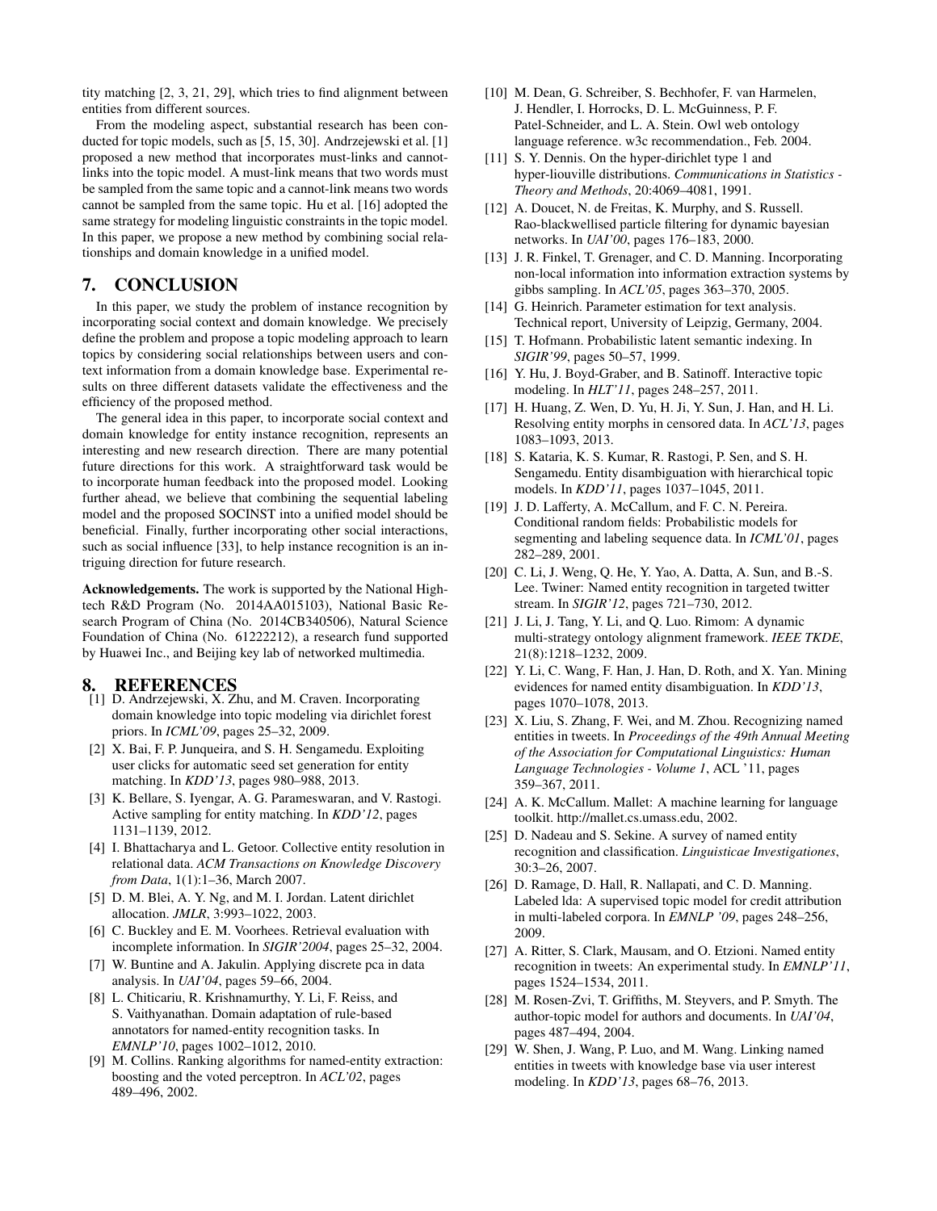tity matching [2, 3, 21, 29], which tries to find alignment between entities from different sources.

From the modeling aspect, substantial research has been conducted for topic models, such as [5, 15, 30]. Andrzejewski et al. [1] proposed a new method that incorporates must-links and cannot-links into the topic model. A must-link means that two words must be sampled from the same topic and a cannot-link means two words cannot be sampled from the same topic. Hu et al. [16] adopted the same strategy for modeling linguistic constraints in the topic model. In this paper, we propose a new method by combining social relationships and domain knowledge in a unified model.

## 7. CONCLUSION

In this paper, we study the problem of instance recognition by incorporating social context and domain knowledge. We precisely define the problem and propose a topic modeling approach to learn topics by considering social relationships between users and context information from a domain knowledge base. Experimental results on three different datasets validate the effectiveness and the efficiency of the proposed method.

The general idea in this paper, to incorporate social context and domain knowledge for entity instance recognition, represents an interesting and new research direction. There are many potential future directions for this work. A straightforward task would be to incorporate human feedback into the proposed model. Looking further ahead, we believe that combining the sequential labeling model and the proposed SOCINST into a unified model should be beneficial. Finally, further incorporating other social interactions, such as social influence [33], to help instance recognition is an intriguing direction for future research.

**Acknowledgements.** The work is supported by the National High-tech R&D Program (No. 2014AA015103), National Basic Research Program of China (No. 2014CB340506), Natural Science Foundation of China (No. 61222212), a research fund supported by Huawei Inc., and Beijing key lab of networked multimedia.

## 8. REFERENCES

[1] D. Andrzejewski, X. Zhu, and M. Craven. Incorporating domain knowledge into topic modeling via dirichlet forest priors. In *ICML'09*, pages 25–32, 2009.

[2] X. Bai, F. P. Junqueira, and S. H. Sengamedu. Exploiting user clicks for automatic seed set generation for entity matching. In *KDD'13*, pages 980–988, 2013.

[3] K. Bellare, S. Iyengar, A. G. Parameswaran, and V. Rastogi. Active sampling for entity matching. In *KDD'12*, pages 1131–1139, 2012.

[4] I. Bhattacharya and L. Getoor. Collective entity resolution in relational data. *ACM Transactions on Knowledge Discovery from Data*, 1(1):1–36, March 2007.

[5] D. M. Blei, A. Y. Ng, and M. I. Jordan. Latent dirichlet allocation. *JMLR*, 3:993–1022, 2003.

[6] C. Buckley and E. M. Voorhees. Retrieval evaluation with incomplete information. In *SIGIR'2004*, pages 25–32, 2004.

[7] W. Buntine and A. Jakulin. Applying discrete pca in data analysis. In *UAI'04*, pages 59–66, 2004.

[8] L. Chiticariu, R. Krishnamurthy, Y. Li, F. Reiss, and S. Vaithyanathan. Domain adaptation of rule-based annotators for named-entity recognition tasks. In *EMNLP'10*, pages 1002–1012, 2010.

[9] M. Collins. Ranking algorithms for named-entity extraction: boosting and the voted perceptron. In *ACL'02*, pages 489–496, 2002.

[10] M. Dean, G. Schreiber, S. Bechhofer, F. van Harmelen, J. Hendler, I. Horrocks, D. L. McGuinness, P. F. Patel-Schneider, and L. A. Stein. Owl web ontology language reference. w3c recommendation., Feb. 2004.

[11] S. Y. Dennis. On the hyper-dirichlet type 1 and hyper-liouville distributions. *Communications in Statistics - Theory and Methods*, 20:4069–4081, 1991.

[12] A. Doucet, N. de Freitas, K. Murphy, and S. Russell. Rao-blackwellised particle filtering for dynamic bayesian networks. In *UAI'00*, pages 176–183, 2000.

[13] J. R. Finkel, T. Grenager, and C. D. Manning. Incorporating non-local information into information extraction systems by gibbs sampling. In *ACL'05*, pages 363–370, 2005.

[14] G. Heinrich. Parameter estimation for text analysis. Technical report, University of Leipzig, Germany, 2004.

[15] T. Hofmann. Probabilistic latent semantic indexing. In *SIGIR'99*, pages 50–57, 1999.

[16] Y. Hu, J. Boyd-Graber, and B. Satinoff. Interactive topic modeling. In *HLT'11*, pages 248–257, 2011.

[17] H. Huang, Z. Wen, D. Yu, H. Ji, Y. Sun, J. Han, and H. Li. Resolving entity morphs in censored data. In *ACL'13*, pages 1083–1093, 2013.

[18] S. Kataria, K. S. Kumar, R. Rastogi, P. Sen, and S. H. Sengamedu. Entity disambiguation with hierarchical topic models. In *KDD'11*, pages 1037–1045, 2011.

[19] J. D. Lafferty, A. McCallum, and F. C. N. Pereira. Conditional random fields: Probabilistic models for segmenting and labeling sequence data. In *ICML'01*, pages 282–289, 2001.

[20] C. Li, J. Weng, Q. He, Y. Yao, A. Datta, A. Sun, and B.-S. Lee. Twiner: Named entity recognition in targeted twitter stream. In *SIGIR'12*, pages 721–730, 2012.

[21] J. Li, J. Tang, Y. Li, and Q. Luo. Rimom: A dynamic multi-strategy ontology alignment framework. *IEEE TKDE*, 21(8):1218–1232, 2009.

[22] Y. Li, C. Wang, F. Han, J. Han, D. Roth, and X. Yan. Mining evidences for named entity disambiguation. In *KDD'13*, pages 1070–1078, 2013.

[23] X. Liu, S. Zhang, F. Wei, and M. Zhou. Recognizing named entities in tweets. In *Proceedings of the 49th Annual Meeting of the Association for Computational Linguistics: Human Language Technologies - Volume 1*, ACL '11, pages 359–367, 2011.

[24] A. K. McCallum. Mallet: A machine learning for language toolkit. http://mallet.cs.umass.edu, 2002.

[25] D. Nadeau and S. Sekine. A survey of named entity recognition and classification. *Linguisticae Investigationes*, 30:3–26, 2007.

[26] D. Ramage, D. Hall, R. Nallapati, and C. D. Manning. Labeled lda: A supervised topic model for credit attribution in multi-labeled corpora. In *EMNLP '09*, pages 248–256, 2009.

[27] A. Ritter, S. Clark, Mausam, and O. Etzioni. Named entity recognition in tweets: An experimental study. In *EMNLP'11*, pages 1524–1534, 2011.

[28] M. Rosen-Zvi, T. Griffiths, M. Steyvers, and P. Smyth. The author-topic model for authors and documents. In *UAI'04*, pages 487–494, 2004.

[29] W. Shen, J. Wang, P. Luo, and M. Wang. Linking named entities in tweets with knowledge base via user interest modeling. In *KDD'13*, pages 68–76, 2013.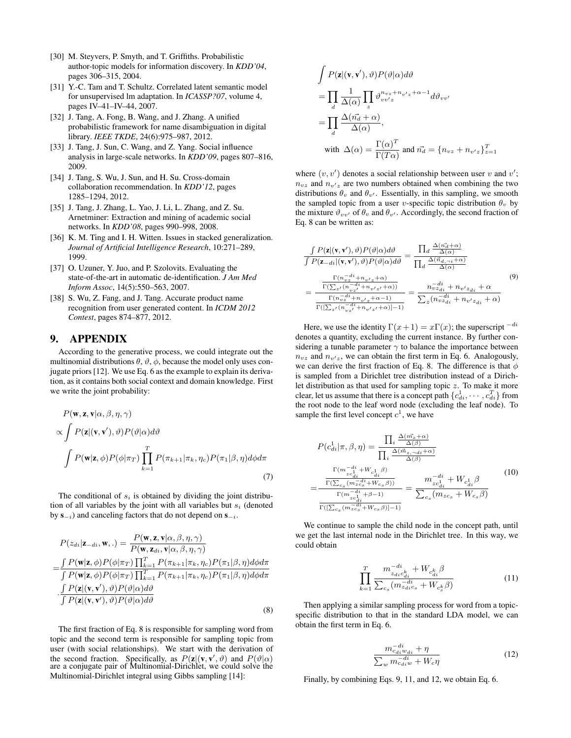[30] M. Steyvers, P. Smyth, and T. Griffiths. Probabilistic author-topic models for information discovery. In *KDD'04*, pages 306–315, 2004.

[31] Y.-C. Tam and T. Schultz. Correlated latent semantic model for unsupervised lm adaptation. In *ICASSP?07*, volume 4, pages IV–41–IV–44, 2007.

[32] J. Tang, A. Fong, B. Wang, and J. Zhang. A unified probabilistic framework for name disambiguation in digital library. *IEEE TKDE*, 24(6):975–987, 2012.

[33] J. Tang, J. Sun, C. Wang, and Z. Yang. Social influence analysis in large-scale networks. In *KDD'09*, pages 807–816, 2009.

[34] J. Tang, S. Wu, J. Sun, and H. Su. Cross-domain collaboration recommendation. In *KDD'12*, pages 1285–1294, 2012.

[35] J. Tang, J. Zhang, L. Yao, J. Li, L. Zhang, and Z. Su. Arnetminer: Extraction and mining of academic social networks. In *KDD'08*, pages 990–998, 2008.

[36] K. M. Ting and I. H. Witten. Issues in stacked generalization. *Journal of Artificial Intelligence Research*, 10:271–289, 1999.

[37] O. Uzuner, Y. Juo, and P. Szolovits. Evaluating the state-of-the-art in automatic de-identification. *J Am Med Inform Assoc*, 14(5):550–563, 2007.

[38] S. Wu, Z. Fang, and J. Tang. Accurate product name recognition from user generated content. In *ICDM 2012 Contest*, pages 874–877, 2012.

# 9. APPENDIX

According to the generative process, we could integrate out the multinomial distributions $\theta$, $\vartheta$, $\phi$, because the model only uses conjugate priors [12]. We use Eq. 6 as the example to explain its derivation, as it contains both social context and domain knowledge. First we write the joint probability:

$$
\begin{aligned}
&P(\mathbf{w}, \mathbf{z}, \mathbf{v}|\alpha, \beta, \eta, \gamma) \\
\propto &\int P(\mathbf{z}|(\mathbf{v}, \mathbf{v}'), \vartheta)P(\vartheta|\alpha)d\vartheta \\
&\int P(\mathbf{w}|\mathbf{z}, \phi)P(\phi|\pi_T)\prod_{k=1}^{T} P(\pi_{k+1}|\pi_k, \eta_c)P(\pi_1|\beta, \eta)d\phi d\pi
\end{aligned}
\tag{7}
$$

The conditional of $s_i$ is obtained by dividing the joint distribution of all variables by the joint with all variables but $s_i$ (denoted by $\mathbf{s}_{-i}$) and canceling factors that do not depend on $\mathbf{s}_{-i}$.

$$
\begin{aligned}
&P(z_{di}|\mathbf{z}_{-di}, \mathbf{w}, .) = \frac{P(\mathbf{w}, \mathbf{z}, \mathbf{v}|\alpha, \beta, \eta, \gamma)}{P(\mathbf{w}, \mathbf{z}_{di}, \mathbf{v}|\alpha, \beta, \eta, \gamma)} \\
=&\frac{\int P(\mathbf{w}|\mathbf{z}, \phi)P(\phi|\pi_T)\prod_{k=1}^{T} P(\pi_{k+1}|\pi_k, \eta_c)P(\pi_1|\beta, \eta)d\phi d\pi}{\int P(\mathbf{w}|\mathbf{z}, \phi)P(\phi|\pi_T)\prod_{k=1}^{T} P(\pi_{k+1}|\pi_k, \eta_c)P(\pi_1|\beta, \eta)d\phi d\pi} \\
&\cdot\frac{\int P(\mathbf{z}|(\mathbf{v}, \mathbf{v}'), \vartheta)P(\vartheta|\alpha)d\vartheta}{\int P(\mathbf{z}|(\mathbf{v}, \mathbf{v}'), \vartheta)P(\vartheta|\alpha)d\vartheta}
\end{aligned}
\tag{8}
$$

The first fraction of Eq. 8 is responsible for sampling word from topic and the second term is responsible for sampling topic from user (with social relationships). We start with the derivation of the second fraction. Specifically, as $P(\mathbf{z}|(\mathbf{v}, \mathbf{v}', \vartheta)$ and $P(\vartheta|\alpha)$ are a conjugate pair of Multinomial-Dirichlet, we could solve the Multinomial-Dirichlet integral using Gibbs sampling [14]:

$$
\begin{aligned}
&\int P(\mathbf{z}|(\mathbf{v}, \mathbf{v}'), \vartheta)P(\vartheta|\alpha)d\vartheta \\
&= \prod_d \frac{1}{\Delta(\alpha)} \prod_z \vartheta_{vv'z}^{n_{vz}+n_{v'z}+\alpha-1} d\vartheta_{vv'} \\
&= \prod_d \frac{\Delta(\vec{n_d}+\alpha)}{\Delta(\alpha)}, \\
&\text{with } \Delta(\alpha) = \frac{\Gamma(\alpha)^T}{\Gamma(T\alpha)} \text{ and } \vec{n_d} = \{n_{vz} + n_{v'z}\}_{z=1}^{T}
\end{aligned}
$$

where $(v, v')$ denotes a social relationship between user $v$ and $v'$; $n_{vz}$ and $n_{v'z}$ are two numbers obtained when combining the two distributions $\theta_v$ and $\theta_{v'}$. Essentially, in this sampling, we smooth the sampled topic from a user $v$-specific topic distribution $\theta_v$ by the mixture $\vartheta_{vv'}$ of $\theta_v$ and $\theta_{v'}$. Accordingly, the second fraction of Eq. 8 can be written as:

$$
\begin{aligned}
&\frac{\int P(\mathbf{z}|(\mathbf{v}, \mathbf{v}'), \vartheta)P(\vartheta|\alpha)d\vartheta}{\int P(\mathbf{z}_{-di}|(\mathbf{v}, \mathbf{v}'), \vartheta)P(\vartheta|\alpha)d\vartheta} = \frac{\prod_d \frac{\Delta(\vec{n_d}+\alpha)}{\Delta(\alpha)}}{\prod_d \frac{\Delta(\vec{n}_{d,\neg i}+\alpha)}{\Delta(\alpha)}} \\
=&\frac{\frac{\Gamma(n_{vz}^{-di}+n_{v'z}+\alpha)}{\Gamma(\sum_{z'}(n_{vz'}^{-di}+n_{v'z'}+\alpha))}}{\frac{\Gamma(n_{vz}^{-di}+n_{v'z}+\alpha-1)}{\Gamma([\sum_{z'}(n_{vz'}^{-di}+n_{v'z'}+\alpha)]-1)}} = \frac{n_{vz_{di}}^{-di} + n_{v'z_{di}} + \alpha}{\sum_z (n_{vz_{di}}^{-di} + n_{v'z_{di}} + \alpha)}
\end{aligned}
\tag{9}
$$

Here, we use the identity $\Gamma(x+1) = x\Gamma(x)$; the superscript $^{-di}$ denotes a quantity, excluding the current instance. By further considering a tunable parameter $\gamma$ to balance the importance between $n_{vz}$ and $n_{v'z}$, we can obtain the first term in Eq. 6. Analogously, we can derive the first fraction of Eq. 8. The difference is that $\phi$ is sampled from a Dirichlet tree distribution instead of a Dirichlet distribution as that used for sampling topic $z$. To make it more clear, let us assume that there is a concept path $\{c_{di}^1, \cdots, c_{di}^T\}$ from the root node to the leaf word node (excluding the leaf node). To sample the first level concept $c^1$, we have

$$
\begin{aligned}
&P(c_{di}^1|\pi, \beta, \eta) = \frac{\prod_i \frac{\Delta(\vec{m_z}+\alpha)}{\Delta(\beta)}}{\prod_i \frac{\Delta(\vec{m}_{z,\neg di}+\alpha)}{\Delta(\beta)}} \\
=&\frac{\frac{\Gamma(m_{zc_{di}^1}^{-di}+W_{c_{di}^1}\beta)}{\Gamma(\sum_{c_s}(m_{zc_s}^{-di}+W_{c_s}\beta))}}{\frac{\Gamma(m_{zc_{di}^1}^{-di}+\beta-1)}{\Gamma([\sum_{c_s}(m_{zc_s}^{-di}+W_{c_s}\beta)]-1)}} = \frac{m_{zc_{di}^1}^{-di} + W_{c_{di}^1}\beta}{\sum_{c_s}(m_{zc_s} + W_{c_s}\beta)}
\end{aligned}
\tag{10}
$$

We continue to sample the child node in the concept path, until we get the last internal node in the Dirichlet tree. In this way, we could obtain

$$
\prod_{k=1}^{T} \frac{m_{z_{di}c_{di}^k}^{-di} + W_{c_{di}^k}\beta}{\sum_{c_s}(m_{z_{di}c_s}^{-di} + W_{c_s^k}\beta)}
\tag{11}
$$

Then applying a similar sampling process for word from a topic-specific distribution to that in the standard LDA model, we can obtain the first term in Eq. 6.

$$
\frac{m_{c_{di}w_{di}}^{-di} + \eta}{\sum_w m_{c_{di}w}^{-di} + W_c\eta}
\tag{12}
$$

Finally, by combining Eqs. 9, 11, and 12, we obtain Eq. 6.